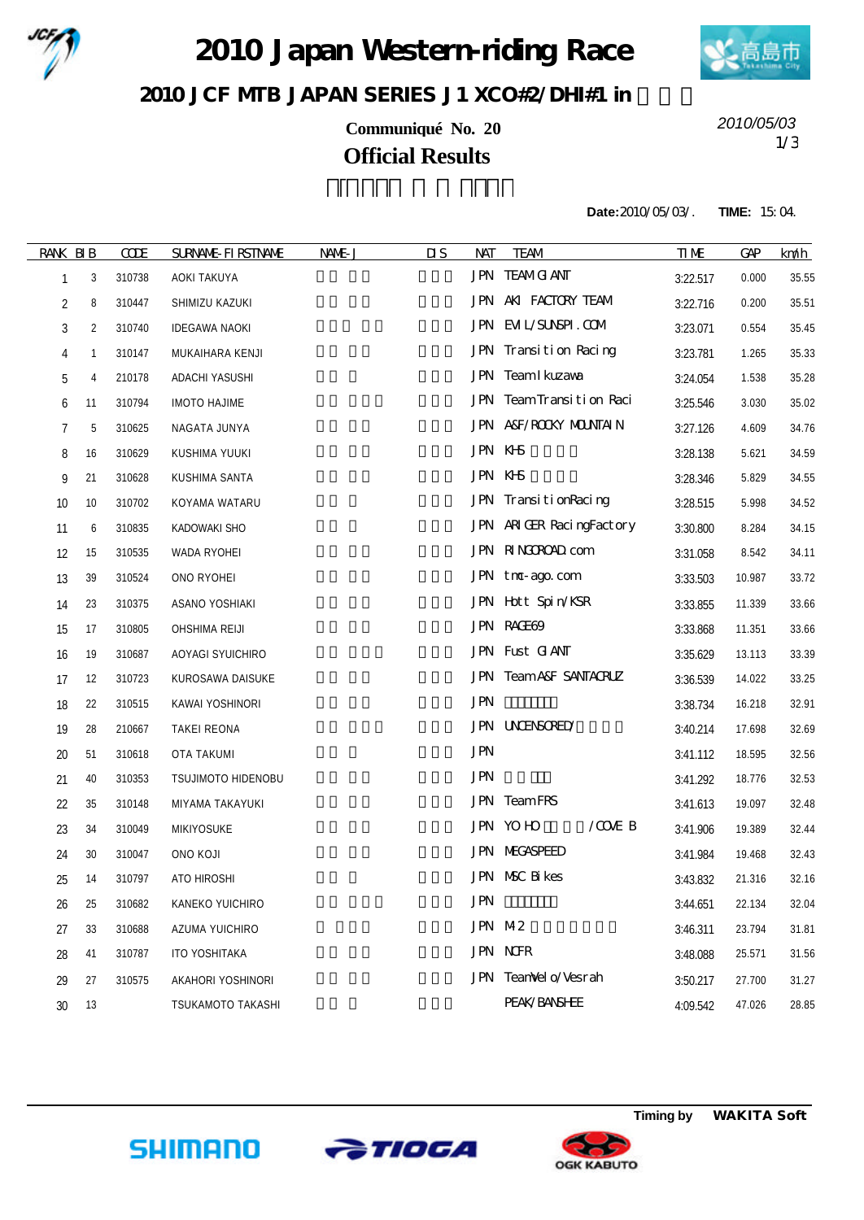# 2010 Japan Western-riding Race

## 2010 JCF MTB JAPAN SERIES J1 XCO#2/DHI#1 in

**Communiqué No. 20**

2010/05/03

## Official Results

**Date:**2010/05/03/. **TIME:** 15:04.

| RANK | BIB | CODE | SURNAME-FIRSTNAME | NAME-J | DIS | NAT | TEAM | TIME | GAP | km/h |
|---|---|---|---|---|---|---|---|---|---|---|
| 1 | 3 | 310738 | AOKI TAKUYA | | | JPN | TEAM GIANT | 3:22.517 | 0.000 | 35.55 |
| 2 | 8 | 310447 | SHIMIZU KAZUKI | | | JPN | AKI FACTORY TEAM | 3:22.716 | 0.200 | 35.51 |
| 3 | 2 | 310740 | IDEGAWA NAOKI | | | JPN | EVIL/SUNSPI.COM | 3:23.071 | 0.554 | 35.45 |
| 4 | 1 | 310147 | MUKAIHARA KENJI | | | JPN | Transition Racing | 3:23.781 | 1.265 | 35.33 |
| 5 | 4 | 210178 | ADACHI YASUSHI | | | JPN | Team Ikuzawa | 3:24.054 | 1.538 | 35.28 |
| 6 | 11 | 310794 | IMOTO HAJIME | | | JPN | Team Transition Raci | 3:25.546 | 3.030 | 35.02 |
| 7 | 5 | 310625 | NAGATA JUNYA | | | JPN | A&F/ROCKY MOUNTAIN | 3:27.126 | 4.609 | 34.76 |
| 8 | 16 | 310629 | KUSHIMA YUUKI | | | JPN | KHS | 3:28.138 | 5.621 | 34.59 |
| 9 | 21 | 310628 | KUSHIMA SANTA | | | JPN | KHS | 3:28.346 | 5.829 | 34.55 |
| 10 | 10 | 310702 | KOYAMA WATARU | | | JPN | TransitionRacing | 3:28.515 | 5.998 | 34.52 |
| 11 | 6 | 310835 | KADOWAKI SHO | | | JPN | ARIGER RacingFactory | 3:30.800 | 8.284 | 34.15 |
| 12 | 15 | 310535 | WADA RYOHEI | | | JPN | RINGOROAD.com | 3:31.058 | 8.542 | 34.11 |
| 13 | 39 | 310524 | ONO RYOHEI | | | JPN | tmc-ago.com | 3:33.503 | 10.987 | 33.72 |
| 14 | 23 | 310375 | ASANO YOSHIAKI | | | JPN | Hott Spin/KSR | 3:33.855 | 11.339 | 33.66 |
| 15 | 17 | 310805 | OHSHIMA REIJI | | | JPN | RAGE69 | 3:33.868 | 11.351 | 33.66 |
| 16 | 19 | 310687 | AOYAGI SYUICHIRO | | | JPN | Fust GIANT | 3:35.629 | 13.113 | 33.39 |
| 17 | 12 | 310723 | KUROSAWA DAISUKE | | | JPN | Team A&F SANTACRUZ | 3:36.539 | 14.022 | 33.25 |
| 18 | 22 | 310515 | KAWAI YOSHINORI | | | JPN | | 3:38.734 | 16.218 | 32.91 |
| 19 | 28 | 210667 | TAKEI REONA | | | JPN | UNCENSORED/ | 3:40.214 | 17.698 | 32.69 |
| 20 | 51 | 310618 | OTA TAKUMI | | | JPN | | 3:41.112 | 18.595 | 32.56 |
| 21 | 40 | 310353 | TSUJIMOTO HIDENOBU | | | JPN | | 3:41.292 | 18.776 | 32.53 |
| 22 | 35 | 310148 | MIYAMA TAKAYUKI | | | JPN | Team FRS | 3:41.613 | 19.097 | 32.48 |
| 23 | 34 | 310049 | MIKIYOSUKE | | | JPN | YOHO /COVE B | 3:41.906 | 19.389 | 32.44 |
| 24 | 30 | 310047 | ONO KOJI | | | JPN | MEGASPEED | 3:41.984 | 19.468 | 32.43 |
| 25 | 14 | 310797 | ATO HIROSHI | | | JPN | MSC Bikes | 3:43.832 | 21.316 | 32.16 |
| 26 | 25 | 310682 | KANEKO YUICHIRO | | | JPN | | 3:44.651 | 22.134 | 32.04 |
| 27 | 33 | 310688 | AZUMA YUICHIRO | | | JPN | M2 | 3:46.311 | 23.794 | 31.81 |
| 28 | 41 | 310787 | ITO YOSHITAKA | | | JPN | NCFR | 3:48.088 | 25.571 | 31.56 |
| 29 | 27 | 310575 | AKAHORI YOSHINORI | | | JPN | TeamVelo/Vesrah | 3:50.217 | 27.700 | 31.27 |
| 30 | 13 | | TSUKAMOTO TAKASHI | | | | PEAK/BANSHEE | 4:09.542 | 47.026 | 28.85 |

**Timing by** **WAKITA Soft**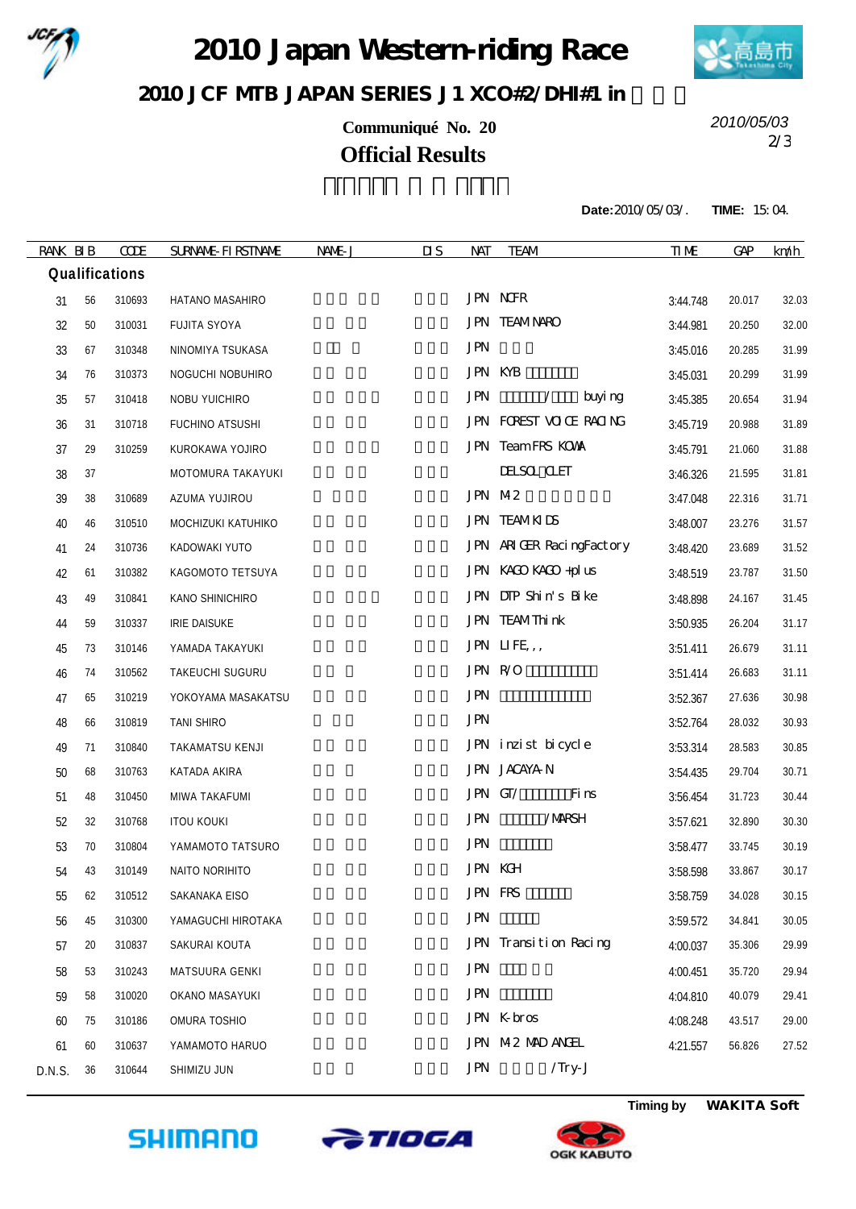# 2010 Japan Western-riding Race

## 2010 JCF MTB JAPAN SERIES J1 XCO#2/DHI#1 in

**Communiqué No. 20**

2010/05/03

**Official Results**

**Date:** 2010/05/03/. **TIME:** 15:04.

| RANK | BIB | CODE | SURNAME-FIRSTNAME | NAME-J | DIS | NAT | TEAM | TIME | GAP | km/h |
|---|---|---|---|---|---|---|---|---|---|---|
| **Qualifications** | | | | | | | | | | |
| 31 | 56 | 310693 | HATANO MASAHIRO | | | JPN | NCFR | 3:44.748 | 20.017 | 32.03 |
| 32 | 50 | 310031 | FUJITA SYOYA | | | JPN | TEAM NARO | 3:44.981 | 20.250 | 32.00 |
| 33 | 67 | 310348 | NINOMIYA TSUKASA | | | JPN | | 3:45.016 | 20.285 | 31.99 |
| 34 | 76 | 310373 | NOGUCHI NOBUHIRO | | | JPN | KYB | 3:45.031 | 20.299 | 31.99 |
| 35 | 57 | 310418 | NOBU YUICHIRO | | | JPN | / buying | 3:45.385 | 20.654 | 31.94 |
| 36 | 31 | 310718 | FUCHINO ATSUSHI | | | JPN | FOREST VOICE RACING | 3:45.719 | 20.988 | 31.89 |
| 37 | 29 | 310259 | KUROKAWA YOJIRO | | | JPN | Team FRS KOWA | 3:45.791 | 21.060 | 31.88 |
| 38 | 37 | | MOTOMURA TAKAYUKI | | | | DELSOL CLET | 3:46.326 | 21.595 | 31.81 |
| 39 | 38 | 310689 | AZUMA YUJIROU | | | JPN | M2 | 3:47.048 | 22.316 | 31.71 |
| 40 | 46 | 310510 | MOCHIZUKI KATUHIKO | | | JPN | TEAM KIDS | 3:48.007 | 23.276 | 31.57 |
| 41 | 24 | 310736 | KADOWAKI YUTO | | | JPN | ARIGER RacingFactory | 3:48.420 | 23.689 | 31.52 |
| 42 | 61 | 310382 | KAGOMOTO TETSUYA | | | JPN | KAGO KAGO +plus | 3:48.519 | 23.787 | 31.50 |
| 43 | 49 | 310841 | KANO SHINICHIRO | | | JPN | DTP Shin's Bike | 3:48.898 | 24.167 | 31.45 |
| 44 | 59 | 310337 | IRIE DAISUKE | | | JPN | TEAM Think | 3:50.935 | 26.204 | 31.17 |
| 45 | 73 | 310146 | YAMADA TAKAYUKI | | | JPN | LIFE,,, | 3:51.411 | 26.679 | 31.11 |
| 46 | 74 | 310562 | TAKEUCHI SUGURU | | | JPN | R/O | 3:51.414 | 26.683 | 31.11 |
| 47 | 65 | 310219 | YOKOYAMA MASAKATSU | | | JPN | | 3:52.367 | 27.636 | 30.98 |
| 48 | 66 | 310819 | TANI SHIRO | | | JPN | | 3:52.764 | 28.032 | 30.93 |
| 49 | 71 | 310840 | TAKAMATSU KENJI | | | JPN | inzist bicycle | 3:53.314 | 28.583 | 30.85 |
| 50 | 68 | 310763 | KATADA AKIRA | | | JPN | JACAYA-N | 3:54.435 | 29.704 | 30.71 |
| 51 | 48 | 310450 | MIWA TAKAFUMI | | | JPN | GT/ Fins | 3:56.454 | 31.723 | 30.44 |
| 52 | 32 | 310768 | ITOU KOUKI | | | JPN | /MARSH | 3:57.621 | 32.890 | 30.30 |
| 53 | 70 | 310804 | YAMAMOTO TATSURO | | | JPN | | 3:58.477 | 33.745 | 30.19 |
| 54 | 43 | 310149 | NAITO NORIHITO | | | JPN | KGH | 3:58.598 | 33.867 | 30.17 |
| 55 | 62 | 310512 | SAKANAKA EISO | | | JPN | FRS | 3:58.759 | 34.028 | 30.15 |
| 56 | 45 | 310300 | YAMAGUCHI HIROTAKA | | | JPN | | 3:59.572 | 34.841 | 30.05 |
| 57 | 20 | 310837 | SAKURAI KOUTA | | | JPN | Transition Racing | 4:00.037 | 35.306 | 29.99 |
| 58 | 53 | 310243 | MATSUURA GENKI | | | JPN | | 4:00.451 | 35.720 | 29.94 |
| 59 | 58 | 310020 | OKANO MASAYUKI | | | JPN | | 4:04.810 | 40.079 | 29.41 |
| 60 | 75 | 310186 | OMURA TOSHIO | | | JPN | K-bros | 4:08.248 | 43.517 | 29.00 |
| 61 | 60 | 310637 | YAMAMOTO HARUO | | | JPN | M2 MAD ANGEL | 4:21.557 | 56.826 | 27.52 |
| D.N.S. | 36 | 310644 | SHIMIZU JUN | | | JPN | /Try-J | | | |

Timing by **WAKITA Soft**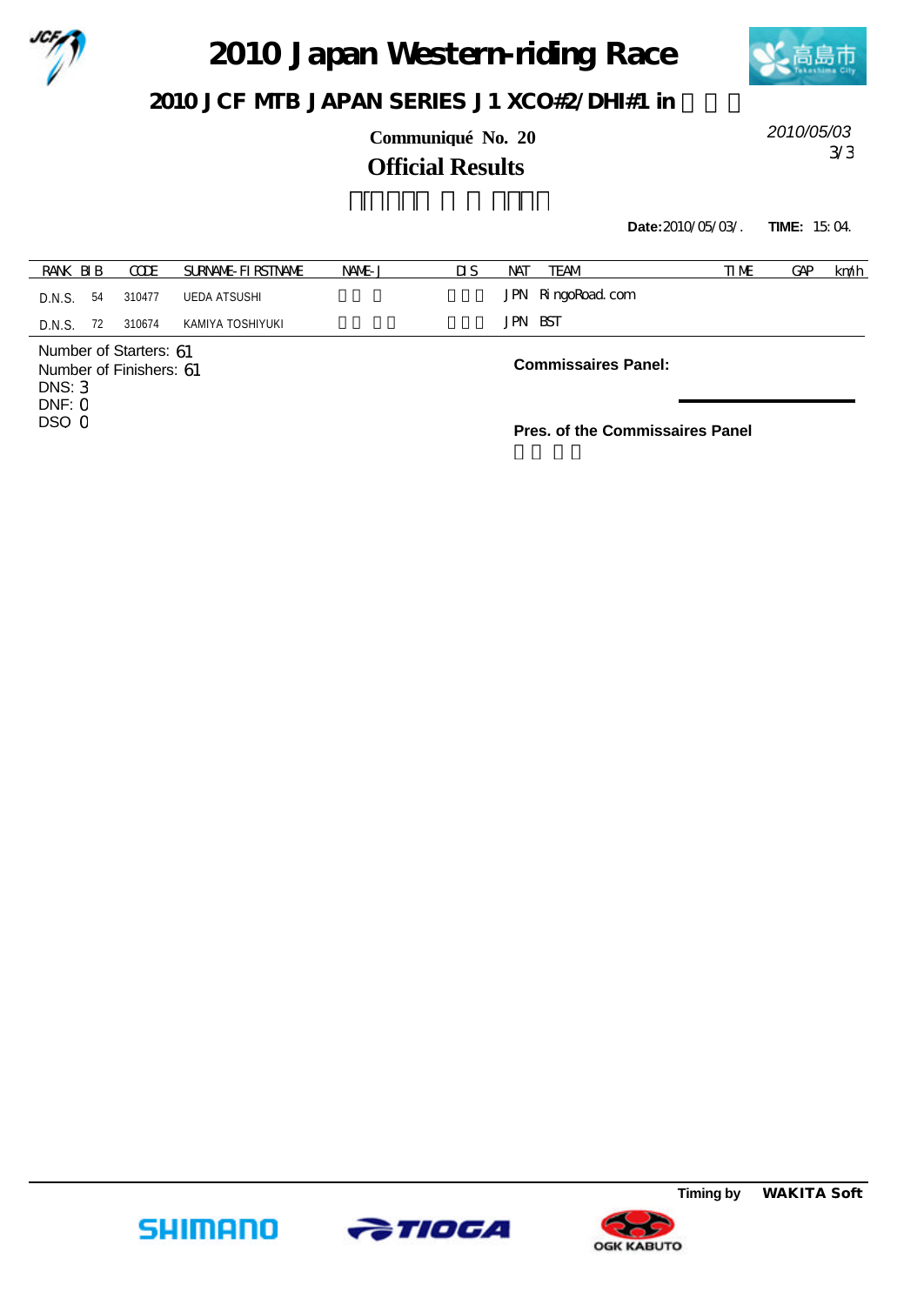# 2010 Japan Western-riding Race

## 2010 JCF MTB JAPAN SERIES J1 XCO#2/DHI#1 in

**Communiqué No. 20**

2010/05/03

## Official Results

**Date:** 2010/05/03/. **TIME:** 15:04.

| RANK | BIB | CODE | SURNAME-FIRSTNAME | NAME-J | DIS | NAT | TEAM | TIME | GAP | km/h |
|---|---|---|---|---|---|---|---|---|---|---|
| D.N.S. | 54 | 310477 | UEDA ATSUSHI | | | JPN | RingoRoad.com | | | |
| D.N.S. | 72 | 310674 | KAMIYA TOSHIYUKI | | | JPN | BST | | | |

Number of Starters: 61
Number of Finishers: 61
DNS: 3
DNF: 0
DSQ: 0

**Commissaires Panel:**

**Pres. of the Commissaires Panel**

**Timing by** **WAKITA Soft**